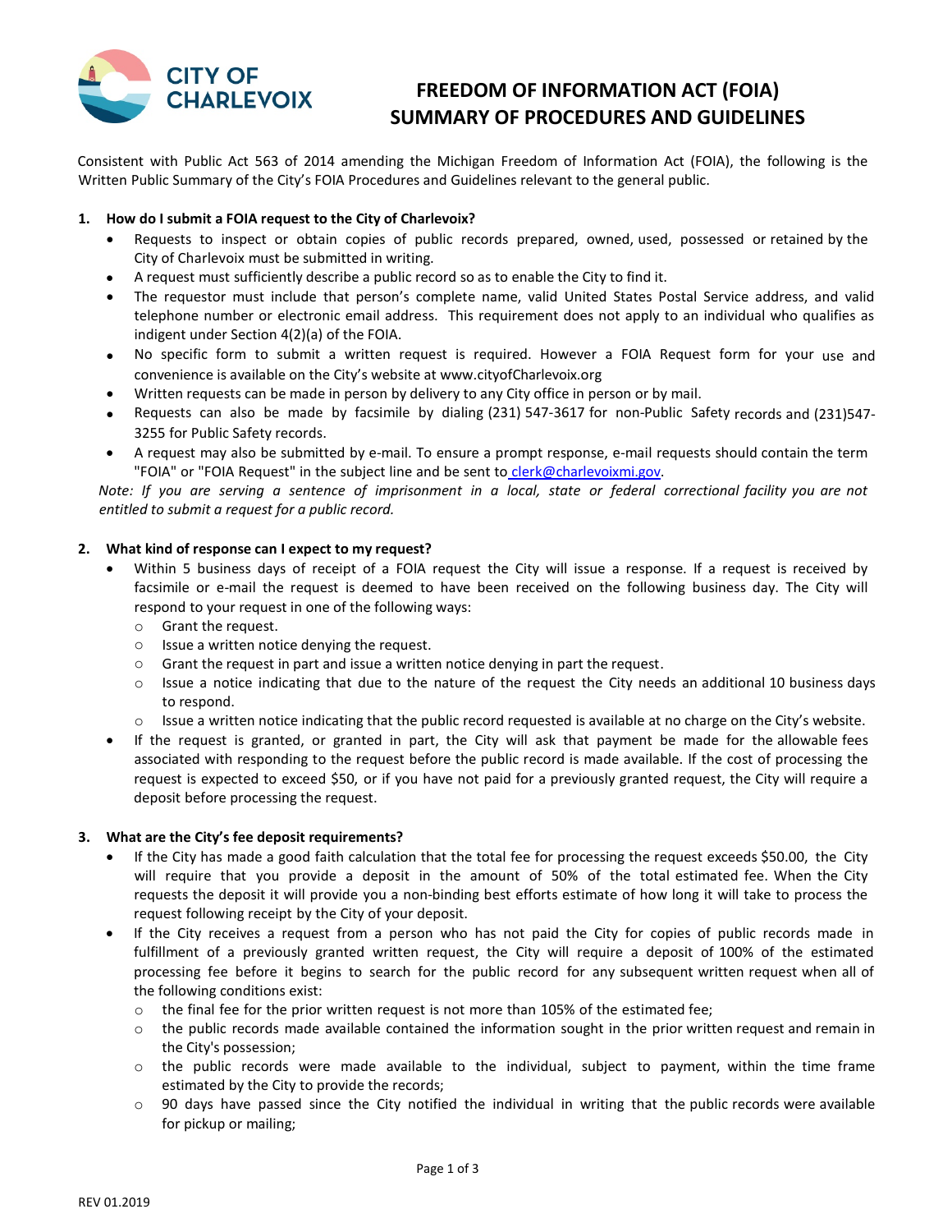CITY OF CHARLEVOIX

# FREEDOM OF INFORMATION ACT (FOIA) SUMMARY OF PROCEDURES AND GUIDELINES

Consistent with Public Act 563 of 2014 amending the Michigan Freedom of Information Act (FOIA), the following is the Written Public Summary of the City's FOIA Procedures and Guidelines relevant to the general public.

**1. How do I submit a FOIA request to the City of Charlevoix?**

- Requests to inspect or obtain copies of public records prepared, owned, used, possessed or retained by the City of Charlevoix must be submitted in writing.
- A request must sufficiently describe a public record so as to enable the City to find it.
- The requestor must include that person's complete name, valid United States Postal Service address, and valid telephone number or electronic email address. This requirement does not apply to an individual who qualifies as indigent under Section 4(2)(a) of the FOIA.
- No specific form to submit a written request is required. However a FOIA Request form for your use and convenience is available on the City's website at www.cityofCharlevoix.org
- Written requests can be made in person by delivery to any City office in person or by mail.
- Requests can also be made by facsimile by dialing (231) 547-3617 for non-Public Safety records and (231)547-3255 for Public Safety records.
- A request may also be submitted by e-mail. To ensure a prompt response, e-mail requests should contain the term "FOIA" or "FOIA Request" in the subject line and be sent to clerk@charlevoixmi.gov.

*Note: If you are serving a sentence of imprisonment in a local, state or federal correctional facility you are not entitled to submit a request for a public record.*

**2. What kind of response can I expect to my request?**

- Within 5 business days of receipt of a FOIA request the City will issue a response. If a request is received by facsimile or e-mail the request is deemed to have been received on the following business day. The City will respond to your request in one of the following ways:
  - Grant the request.
  - Issue a written notice denying the request.
  - Grant the request in part and issue a written notice denying in part the request.
  - Issue a notice indicating that due to the nature of the request the City needs an additional 10 business days to respond.
  - Issue a written notice indicating that the public record requested is available at no charge on the City's website.
- If the request is granted, or granted in part, the City will ask that payment be made for the allowable fees associated with responding to the request before the public record is made available. If the cost of processing the request is expected to exceed $50, or if you have not paid for a previously granted request, the City will require a deposit before processing the request.

**3. What are the City's fee deposit requirements?**

- If the City has made a good faith calculation that the total fee for processing the request exceeds $50.00, the City will require that you provide a deposit in the amount of 50% of the total estimated fee. When the City requests the deposit it will provide you a non-binding best efforts estimate of how long it will take to process the request following receipt by the City of your deposit.
- If the City receives a request from a person who has not paid the City for copies of public records made in fulfillment of a previously granted written request, the City will require a deposit of 100% of the estimated processing fee before it begins to search for the public record for any subsequent written request when all of the following conditions exist:
  - the final fee for the prior written request is not more than 105% of the estimated fee;
  - the public records made available contained the information sought in the prior written request and remain in the City's possession;
  - the public records were made available to the individual, subject to payment, within the time frame estimated by the City to provide the records;
  - 90 days have passed since the City notified the individual in writing that the public records were available for pickup or mailing;

REV 01.2019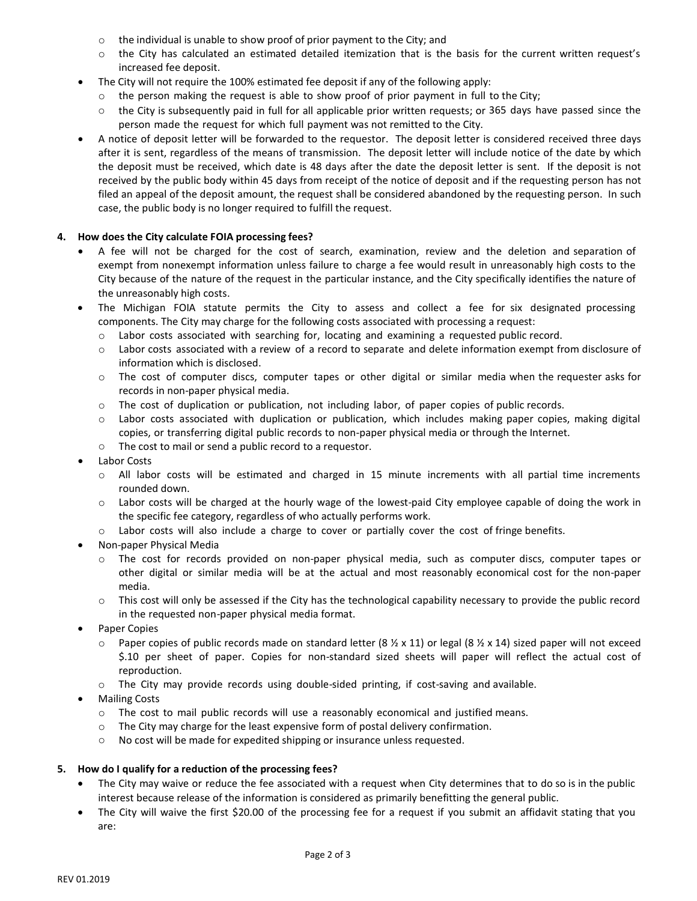- the individual is unable to show proof of prior payment to the City; and
  - the City has calculated an estimated detailed itemization that is the basis for the current written request's increased fee deposit.
- The City will not require the 100% estimated fee deposit if any of the following apply:
  - the person making the request is able to show proof of prior payment in full to the City;
  - the City is subsequently paid in full for all applicable prior written requests; or 365 days have passed since the person made the request for which full payment was not remitted to the City.
- A notice of deposit letter will be forwarded to the requestor. The deposit letter is considered received three days after it is sent, regardless of the means of transmission. The deposit letter will include notice of the date by which the deposit must be received, which date is 48 days after the date the deposit letter is sent. If the deposit is not received by the public body within 45 days from receipt of the notice of deposit and if the requesting person has not filed an appeal of the deposit amount, the request shall be considered abandoned by the requesting person. In such case, the public body is no longer required to fulfill the request.

**4. How does the City calculate FOIA processing fees?**

- A fee will not be charged for the cost of search, examination, review and the deletion and separation of exempt from nonexempt information unless failure to charge a fee would result in unreasonably high costs to the City because of the nature of the request in the particular instance, and the City specifically identifies the nature of the unreasonably high costs.
- The Michigan FOIA statute permits the City to assess and collect a fee for six designated processing components. The City may charge for the following costs associated with processing a request:
  - Labor costs associated with searching for, locating and examining a requested public record.
  - Labor costs associated with a review of a record to separate and delete information exempt from disclosure of information which is disclosed.
  - The cost of computer discs, computer tapes or other digital or similar media when the requester asks for records in non-paper physical media.
  - The cost of duplication or publication, not including labor, of paper copies of public records.
  - Labor costs associated with duplication or publication, which includes making paper copies, making digital copies, or transferring digital public records to non-paper physical media or through the Internet.
  - The cost to mail or send a public record to a requestor.
- Labor Costs
  - All labor costs will be estimated and charged in 15 minute increments with all partial time increments rounded down.
  - Labor costs will be charged at the hourly wage of the lowest-paid City employee capable of doing the work in the specific fee category, regardless of who actually performs work.
  - Labor costs will also include a charge to cover or partially cover the cost of fringe benefits.
- Non-paper Physical Media
  - The cost for records provided on non-paper physical media, such as computer discs, computer tapes or other digital or similar media will be at the actual and most reasonably economical cost for the non-paper media.
  - This cost will only be assessed if the City has the technological capability necessary to provide the public record in the requested non-paper physical media format.
- Paper Copies
  - Paper copies of public records made on standard letter (8 ½ x 11) or legal (8 ½ x 14) sized paper will not exceed $.10 per sheet of paper. Copies for non-standard sized sheets will paper will reflect the actual cost of reproduction.
  - The City may provide records using double-sided printing, if cost-saving and available.
- Mailing Costs
  - The cost to mail public records will use a reasonably economical and justified means.
  - The City may charge for the least expensive form of postal delivery confirmation.
  - No cost will be made for expedited shipping or insurance unless requested.

**5. How do I qualify for a reduction of the processing fees?**

- The City may waive or reduce the fee associated with a request when City determines that to do so is in the public interest because release of the information is considered as primarily benefitting the general public.
- The City will waive the first $20.00 of the processing fee for a request if you submit an affidavit stating that you are: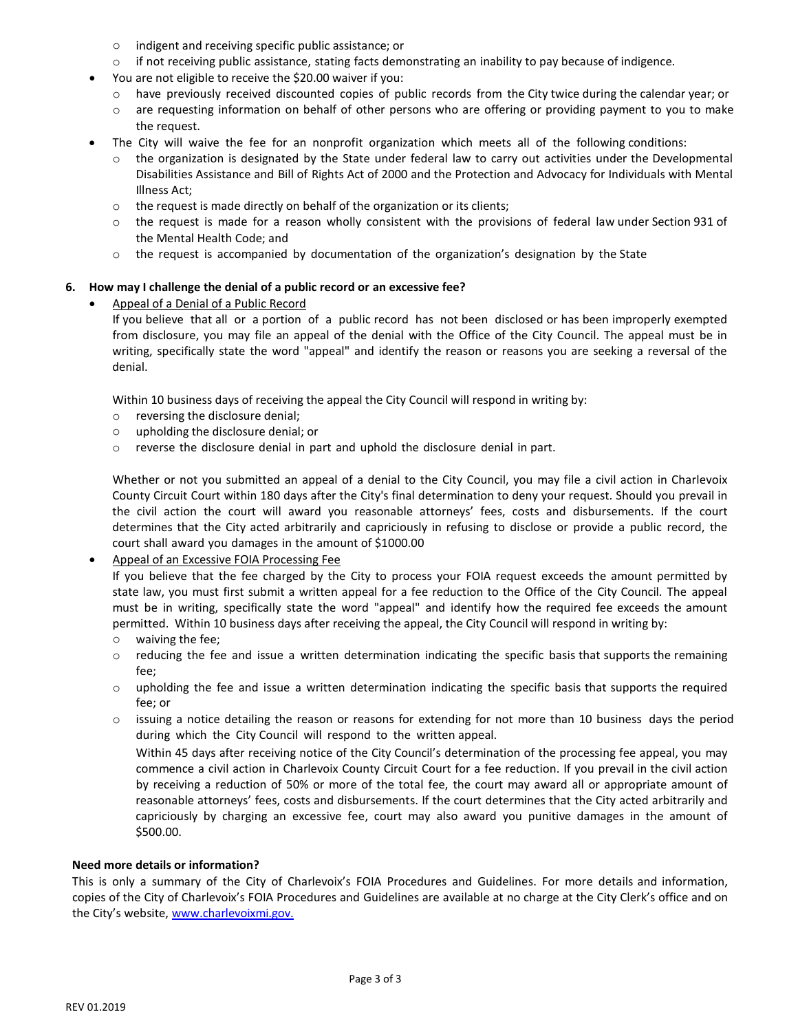- indigent and receiving specific public assistance; or
  - if not receiving public assistance, stating facts demonstrating an inability to pay because of indigence.
- You are not eligible to receive the $20.00 waiver if you:
  - have previously received discounted copies of public records from the City twice during the calendar year; or
  - are requesting information on behalf of other persons who are offering or providing payment to you to make the request.
- The City will waive the fee for an nonprofit organization which meets all of the following conditions:
  - the organization is designated by the State under federal law to carry out activities under the Developmental Disabilities Assistance and Bill of Rights Act of 2000 and the Protection and Advocacy for Individuals with Mental Illness Act;
  - the request is made directly on behalf of the organization or its clients;
  - the request is made for a reason wholly consistent with the provisions of federal law under Section 931 of the Mental Health Code; and
  - the request is accompanied by documentation of the organization's designation by the State

**6. How may I challenge the denial of a public record or an excessive fee?**

- Appeal of a Denial of a Public Record

  If you believe that all or a portion of a public record has not been disclosed or has been improperly exempted from disclosure, you may file an appeal of the denial with the Office of the City Council. The appeal must be in writing, specifically state the word "appeal" and identify the reason or reasons you are seeking a reversal of the denial.

  Within 10 business days of receiving the appeal the City Council will respond in writing by:
  - reversing the disclosure denial;
  - upholding the disclosure denial; or
  - reverse the disclosure denial in part and uphold the disclosure denial in part.

  Whether or not you submitted an appeal of a denial to the City Council, you may file a civil action in Charlevoix County Circuit Court within 180 days after the City's final determination to deny your request. Should you prevail in the civil action the court will award you reasonable attorneys' fees, costs and disbursements. If the court determines that the City acted arbitrarily and capriciously in refusing to disclose or provide a public record, the court shall award you damages in the amount of $1000.00

- Appeal of an Excessive FOIA Processing Fee

  If you believe that the fee charged by the City to process your FOIA request exceeds the amount permitted by state law, you must first submit a written appeal for a fee reduction to the Office of the City Council. The appeal must be in writing, specifically state the word "appeal" and identify how the required fee exceeds the amount permitted. Within 10 business days after receiving the appeal, the City Council will respond in writing by:
  - waiving the fee;
  - reducing the fee and issue a written determination indicating the specific basis that supports the remaining fee;
  - upholding the fee and issue a written determination indicating the specific basis that supports the required fee; or
  - issuing a notice detailing the reason or reasons for extending for not more than 10 business days the period during which the City Council will respond to the written appeal.

    Within 45 days after receiving notice of the City Council's determination of the processing fee appeal, you may commence a civil action in Charlevoix County Circuit Court for a fee reduction. If you prevail in the civil action by receiving a reduction of 50% or more of the total fee, the court may award all or appropriate amount of reasonable attorneys' fees, costs and disbursements. If the court determines that the City acted arbitrarily and capriciously by charging an excessive fee, court may also award you punitive damages in the amount of $500.00.

**Need more details or information?**

This is only a summary of the City of Charlevoix's FOIA Procedures and Guidelines. For more details and information, copies of the City of Charlevoix's FOIA Procedures and Guidelines are available at no charge at the City Clerk's office and on the City's website, www.charlevoixmi.gov.

REV 01.2019